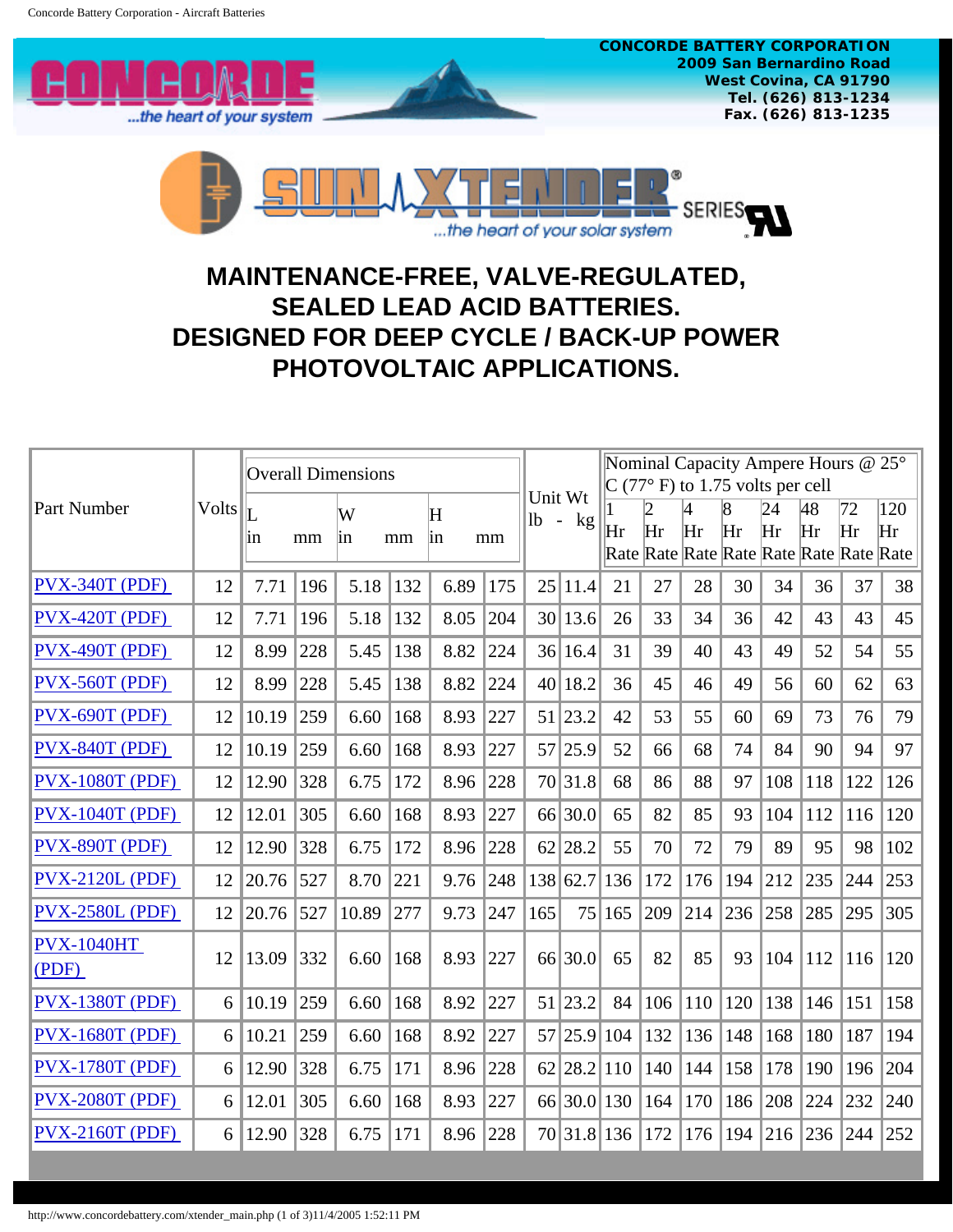**CONCORDE BATTERY CORPORATION**
**2009 San Bernardino Road**
**West Covina, CA 91790**
**Tel. (626) 813-1234**
**Fax. (626) 813-1235**

...the heart of your system

SUN XTENDER® SERIES

...the heart of your solar system

# MAINTENANCE-FREE, VALVE-REGULATED, SEALED LEAD ACID BATTERIES. DESIGNED FOR DEEP CYCLE / BACK-UP POWER PHOTOVOLTAIC APPLICATIONS.

| Part Number | Volts | Overall Dimensions | | | | | | Unit Wt | | Nominal Capacity Ampere Hours @ 25° C (77° F) to 1.75 volts per cell | | | | | | | |
|---|---|---|---|---|---|---|---|---|---|---|---|---|---|---|---|---|---|
| | | L | | W | | H | | | | | | | | | | | |
| | | in | mm | in | mm | in | mm | lb | kg | 1 Hr Rate | 2 Hr Rate | 4 Hr Rate | 8 Hr Rate | 24 Hr Rate | 48 Hr Rate | 72 Hr Rate | 120 Hr Rate |
| PVX-340T (PDF) | 12 | 7.71 | 196 | 5.18 | 132 | 6.89 | 175 | 25 | 11.4 | 21 | 27 | 28 | 30 | 34 | 36 | 37 | 38 |
| PVX-420T (PDF) | 12 | 7.71 | 196 | 5.18 | 132 | 8.05 | 204 | 30 | 13.6 | 26 | 33 | 34 | 36 | 42 | 43 | 43 | 45 |
| PVX-490T (PDF) | 12 | 8.99 | 228 | 5.45 | 138 | 8.82 | 224 | 36 | 16.4 | 31 | 39 | 40 | 43 | 49 | 52 | 54 | 55 |
| PVX-560T (PDF) | 12 | 8.99 | 228 | 5.45 | 138 | 8.82 | 224 | 40 | 18.2 | 36 | 45 | 46 | 49 | 56 | 60 | 62 | 63 |
| PVX-690T (PDF) | 12 | 10.19 | 259 | 6.60 | 168 | 8.93 | 227 | 51 | 23.2 | 42 | 53 | 55 | 60 | 69 | 73 | 76 | 79 |
| PVX-840T (PDF) | 12 | 10.19 | 259 | 6.60 | 168 | 8.93 | 227 | 57 | 25.9 | 52 | 66 | 68 | 74 | 84 | 90 | 94 | 97 |
| PVX-1080T (PDF) | 12 | 12.90 | 328 | 6.75 | 172 | 8.96 | 228 | 70 | 31.8 | 68 | 86 | 88 | 97 | 108 | 118 | 122 | 126 |
| PVX-1040T (PDF) | 12 | 12.01 | 305 | 6.60 | 168 | 8.93 | 227 | 66 | 30.0 | 65 | 82 | 85 | 93 | 104 | 112 | 116 | 120 |
| PVX-890T (PDF) | 12 | 12.90 | 328 | 6.75 | 172 | 8.96 | 228 | 62 | 28.2 | 55 | 70 | 72 | 79 | 89 | 95 | 98 | 102 |
| PVX-2120L (PDF) | 12 | 20.76 | 527 | 8.70 | 221 | 9.76 | 248 | 138 | 62.7 | 136 | 172 | 176 | 194 | 212 | 235 | 244 | 253 |
| PVX-2580L (PDF) | 12 | 20.76 | 527 | 10.89 | 277 | 9.73 | 247 | 165 | 75 | 165 | 209 | 214 | 236 | 258 | 285 | 295 | 305 |
| PVX-1040HT (PDF) | 12 | 13.09 | 332 | 6.60 | 168 | 8.93 | 227 | 66 | 30.0 | 65 | 82 | 85 | 93 | 104 | 112 | 116 | 120 |
| PVX-1380T (PDF) | 6 | 10.19 | 259 | 6.60 | 168 | 8.92 | 227 | 51 | 23.2 | 84 | 106 | 110 | 120 | 138 | 146 | 151 | 158 |
| PVX-1680T (PDF) | 6 | 10.21 | 259 | 6.60 | 168 | 8.92 | 227 | 57 | 25.9 | 104 | 132 | 136 | 148 | 168 | 180 | 187 | 194 |
| PVX-1780T (PDF) | 6 | 12.90 | 328 | 6.75 | 171 | 8.96 | 228 | 62 | 28.2 | 110 | 140 | 144 | 158 | 178 | 190 | 196 | 204 |
| PVX-2080T (PDF) | 6 | 12.01 | 305 | 6.60 | 168 | 8.93 | 227 | 66 | 30.0 | 130 | 164 | 170 | 186 | 208 | 224 | 232 | 240 |
| PVX-2160T (PDF) | 6 | 12.90 | 328 | 6.75 | 171 | 8.96 | 228 | 70 | 31.8 | 136 | 172 | 176 | 194 | 216 | 236 | 244 | 252 |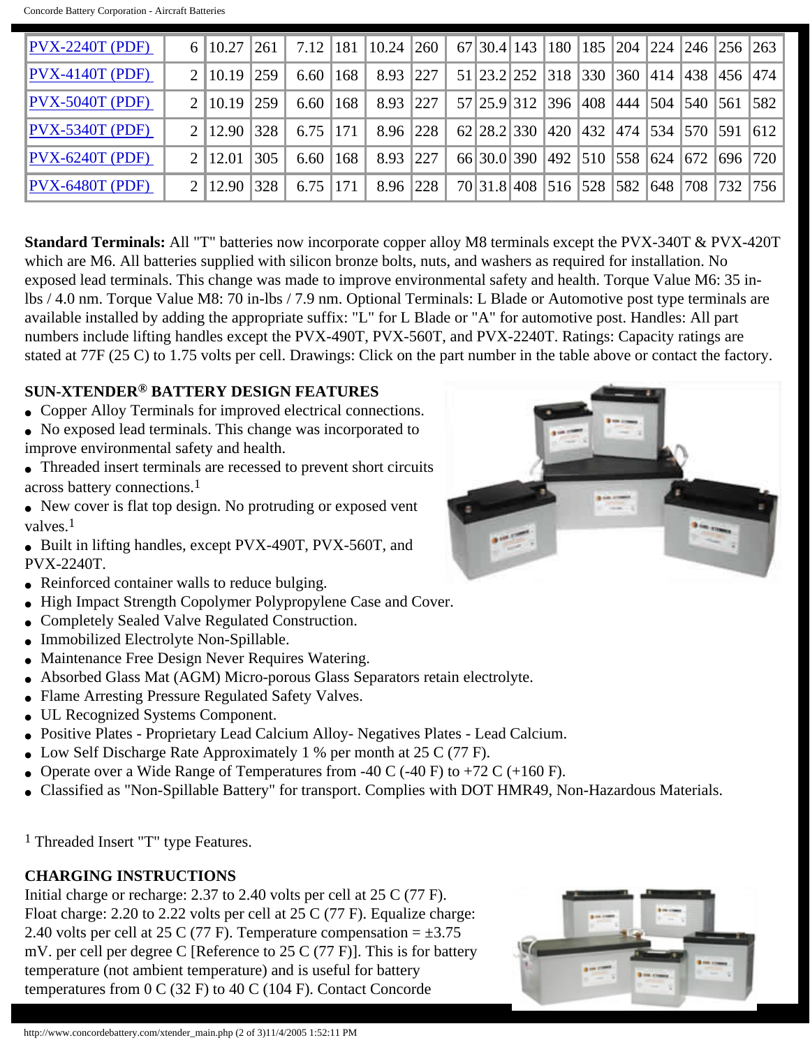| | | | | | | | | | | | | | | | | | | |
|---|---|---|---|---|---|---|---|---|---|---|---|---|---|---|---|---|---|---|
| PVX-2240T (PDF) | 6 | 10.27 | 261 | 7.12 | 181 | 10.24 | 260 | 67 | 30.4 | 143 | 180 | 185 | 204 | 224 | 246 | 256 | 263 |
| PVX-4140T (PDF) | 2 | 10.19 | 259 | 6.60 | 168 | 8.93 | 227 | 51 | 23.2 | 252 | 318 | 330 | 360 | 414 | 438 | 456 | 474 |
| PVX-5040T (PDF) | 2 | 10.19 | 259 | 6.60 | 168 | 8.93 | 227 | 57 | 25.9 | 312 | 396 | 408 | 444 | 504 | 540 | 561 | 582 |
| PVX-5340T (PDF) | 2 | 12.90 | 328 | 6.75 | 171 | 8.96 | 228 | 62 | 28.2 | 330 | 420 | 432 | 474 | 534 | 570 | 591 | 612 |
| PVX-6240T (PDF) | 2 | 12.01 | 305 | 6.60 | 168 | 8.93 | 227 | 66 | 30.0 | 390 | 492 | 510 | 558 | 624 | 672 | 696 | 720 |
| PVX-6480T (PDF) | 2 | 12.90 | 328 | 6.75 | 171 | 8.96 | 228 | 70 | 31.8 | 408 | 516 | 528 | 582 | 648 | 708 | 732 | 756 |

**Standard Terminals:** All "T" batteries now incorporate copper alloy M8 terminals except the PVX-340T & PVX-420T which are M6. All batteries supplied with silicon bronze bolts, nuts, and washers as required for installation. No exposed lead terminals. This change was made to improve environmental safety and health. Torque Value M6: 35 in-lbs / 4.0 nm. Torque Value M8: 70 in-lbs / 7.9 nm. Optional Terminals: L Blade or Automotive post type terminals are available installed by adding the appropriate suffix: "L" for L Blade or "A" for automotive post. Handles: All part numbers include lifting handles except the PVX-490T, PVX-560T, and PVX-2240T. Ratings: Capacity ratings are stated at 77F (25 C) to 1.75 volts per cell. Drawings: Click on the part number in the table above or contact the factory.

### SUN-XTENDER® BATTERY DESIGN FEATURES

- Copper Alloy Terminals for improved electrical connections.
- No exposed lead terminals. This change was incorporated to improve environmental safety and health.
- Threaded insert terminals are recessed to prevent short circuits across battery connections.[1]
- New cover is flat top design. No protruding or exposed vent valves.[1]
- Built in lifting handles, except PVX-490T, PVX-560T, and PVX-2240T.
- Reinforced container walls to reduce bulging.
- High Impact Strength Copolymer Polypropylene Case and Cover.
- Completely Sealed Valve Regulated Construction.
- Immobilized Electrolyte Non-Spillable.
- Maintenance Free Design Never Requires Watering.
- Absorbed Glass Mat (AGM) Micro-porous Glass Separators retain electrolyte.
- Flame Arresting Pressure Regulated Safety Valves.
- UL Recognized Systems Component.
- Positive Plates - Proprietary Lead Calcium Alloy- Negatives Plates - Lead Calcium.
- Low Self Discharge Rate Approximately 1 % per month at 25 C (77 F).
- Operate over a Wide Range of Temperatures from -40 C (-40 F) to +72 C (+160 F).
- Classified as "Non-Spillable Battery" for transport. Complies with DOT HMR49, Non-Hazardous Materials.

[1] Threaded Insert "T" type Features.

### CHARGING INSTRUCTIONS

Initial charge or recharge: 2.37 to 2.40 volts per cell at 25 C (77 F). Float charge: 2.20 to 2.22 volts per cell at 25 C (77 F). Equalize charge: 2.40 volts per cell at 25 C (77 F). Temperature compensation = ±3.75 mV. per cell per degree C [Reference to 25 C (77 F)]. This is for battery temperature (not ambient temperature) and is useful for battery temperatures from 0 C (32 F) to 40 C (104 F). Contact Concorde